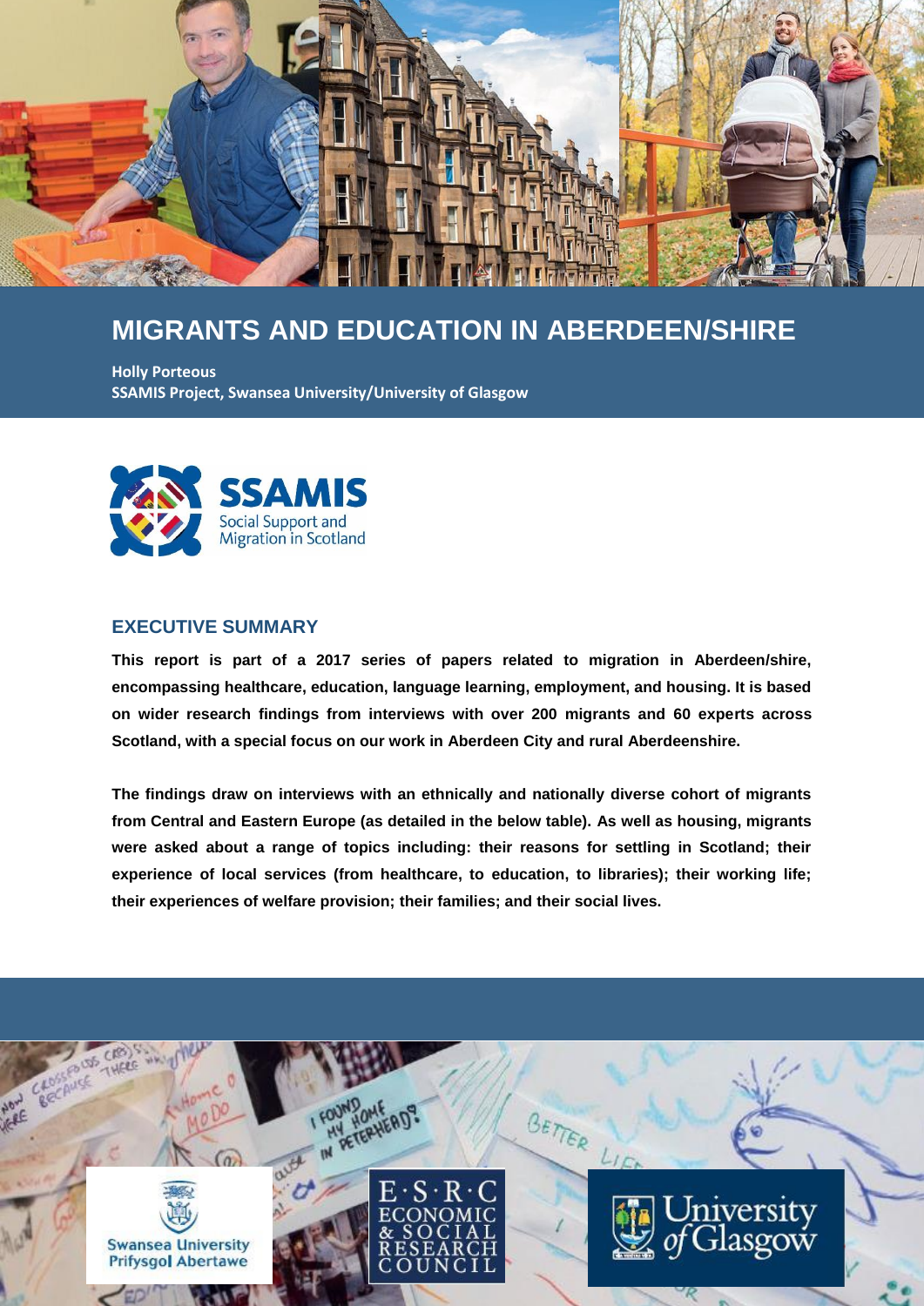# MIGRANTS AND EDUCATION IN ABERDEEN/SHIRE

**Holly Porteous**
**SSAMIS Project, Swansea University/University of Glasgow**

SSAMIS
Social Support and Migration in Scotland

## EXECUTIVE SUMMARY

**This report is part of a 2017 series of papers related to migration in Aberdeen/shire, encompassing healthcare, education, language learning, employment, and housing. It is based on wider research findings from interviews with over 200 migrants and 60 experts across Scotland, with a special focus on our work in Aberdeen City and rural Aberdeenshire.**

**The findings draw on interviews with an ethnically and nationally diverse cohort of migrants from Central and Eastern Europe (as detailed in the below table). As well as housing, migrants were asked about a range of topics including: their reasons for settling in Scotland; their experience of local services (from healthcare, to education, to libraries); their working life; their experiences of welfare provision; their families; and their social lives.**

Swansea University
Prifysgol Abertawe

E·S·R·C
ECONOMIC & SOCIAL RESEARCH COUNCIL

University of Glasgow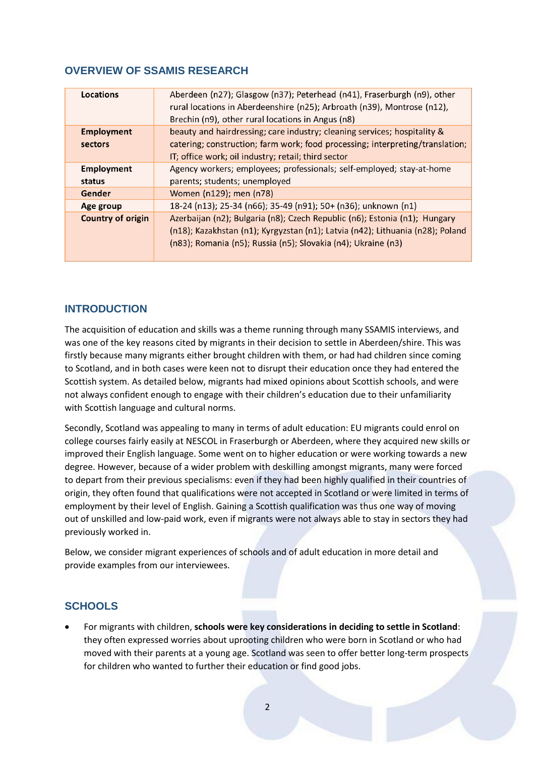## OVERVIEW OF SSAMIS RESEARCH

| Locations | Aberdeen (n27); Glasgow (n37); Peterhead (n41), Fraserburgh (n9), other rural locations in Aberdeenshire (n25); Arbroath (n39), Montrose (n12), Brechin (n9), other rural locations in Angus (n8) |
|---|---|
| **Employment sectors** | beauty and hairdressing; care industry; cleaning services; hospitality & catering; construction; farm work; food processing; interpreting/translation; IT; office work; oil industry; retail; third sector |
| **Employment status** | Agency workers; employees; professionals; self-employed; stay-at-home parents; students; unemployed |
| **Gender** | Women (n129); men (n78) |
| **Age group** | 18-24 (n13); 25-34 (n66); 35-49 (n91); 50+ (n36); unknown (n1) |
| **Country of origin** | Azerbaijan (n2); Bulgaria (n8); Czech Republic (n6); Estonia (n1); Hungary (n18); Kazakhstan (n1); Kyrgyzstan (n1); Latvia (n42); Lithuania (n28); Poland (n83); Romania (n5); Russia (n5); Slovakia (n4); Ukraine (n3) |

## INTRODUCTION

The acquisition of education and skills was a theme running through many SSAMIS interviews, and was one of the key reasons cited by migrants in their decision to settle in Aberdeen/shire. This was firstly because many migrants either brought children with them, or had had children since coming to Scotland, and in both cases were keen not to disrupt their education once they had entered the Scottish system. As detailed below, migrants had mixed opinions about Scottish schools, and were not always confident enough to engage with their children's education due to their unfamiliarity with Scottish language and cultural norms.

Secondly, Scotland was appealing to many in terms of adult education: EU migrants could enrol on college courses fairly easily at NESCOL in Fraserburgh or Aberdeen, where they acquired new skills or improved their English language. Some went on to higher education or were working towards a new degree. However, because of a wider problem with deskilling amongst migrants, many were forced to depart from their previous specialisms: even if they had been highly qualified in their countries of origin, they often found that qualifications were not accepted in Scotland or were limited in terms of employment by their level of English. Gaining a Scottish qualification was thus one way of moving out of unskilled and low-paid work, even if migrants were not always able to stay in sectors they had previously worked in.

Below, we consider migrant experiences of schools and of adult education in more detail and provide examples from our interviewees.

## SCHOOLS

- For migrants with children, **schools were key considerations in deciding to settle in Scotland**: they often expressed worries about uprooting children who were born in Scotland or who had moved with their parents at a young age. Scotland was seen to offer better long-term prospects for children who wanted to further their education or find good jobs.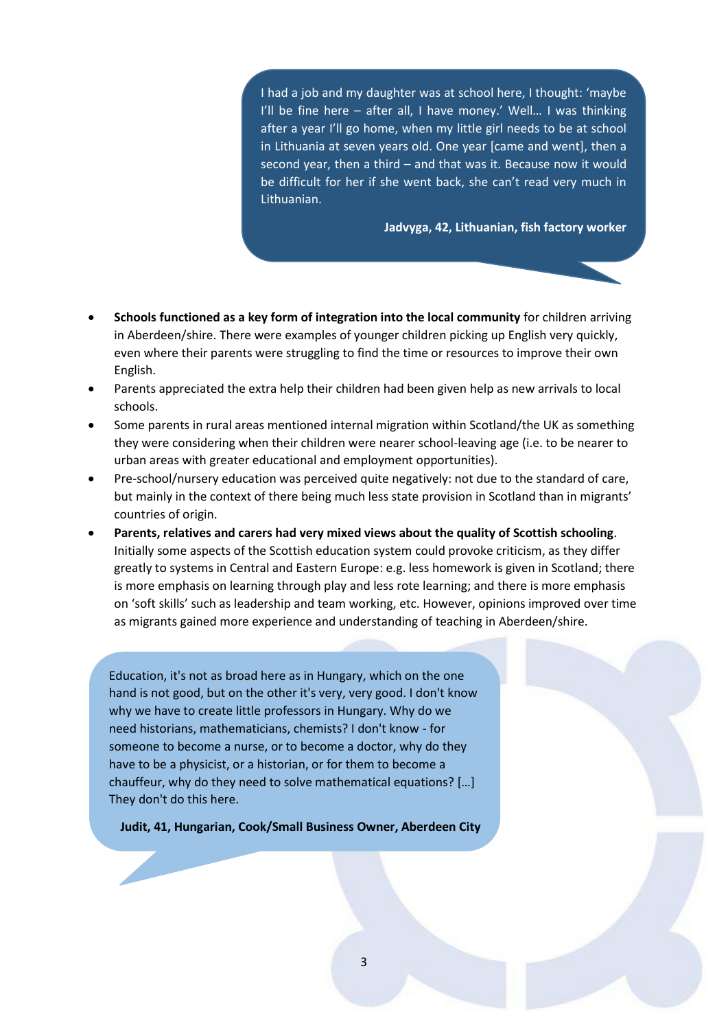> I had a job and my daughter was at school here, I thought: 'maybe I'll be fine here – after all, I have money.' Well… I was thinking after a year I'll go home, when my little girl needs to be at school in Lithuania at seven years old. One year [came and went], then a second year, then a third – and that was it. Because now it would be difficult for her if she went back, she can't read very much in Lithuanian.
>
> **Jadvyga, 42, Lithuanian, fish factory worker**

- **Schools functioned as a key form of integration into the local community** for children arriving in Aberdeen/shire. There were examples of younger children picking up English very quickly, even where their parents were struggling to find the time or resources to improve their own English.
- Parents appreciated the extra help their children had been given help as new arrivals to local schools.
- Some parents in rural areas mentioned internal migration within Scotland/the UK as something they were considering when their children were nearer school-leaving age (i.e. to be nearer to urban areas with greater educational and employment opportunities).
- Pre-school/nursery education was perceived quite negatively: not due to the standard of care, but mainly in the context of there being much less state provision in Scotland than in migrants' countries of origin.
- **Parents, relatives and carers had very mixed views about the quality of Scottish schooling**. Initially some aspects of the Scottish education system could provoke criticism, as they differ greatly to systems in Central and Eastern Europe: e.g. less homework is given in Scotland; there is more emphasis on learning through play and less rote learning; and there is more emphasis on 'soft skills' such as leadership and team working, etc. However, opinions improved over time as migrants gained more experience and understanding of teaching in Aberdeen/shire.

> Education, it's not as broad here as in Hungary, which on the one hand is not good, but on the other it's very, very good. I don't know why we have to create little professors in Hungary. Why do we need historians, mathematicians, chemists? I don't know - for someone to become a nurse, or to become a doctor, why do they have to be a physicist, or a historian, or for them to become a chauffeur, why do they need to solve mathematical equations? […] They don't do this here.
>
> **Judit, 41, Hungarian, Cook/Small Business Owner, Aberdeen City**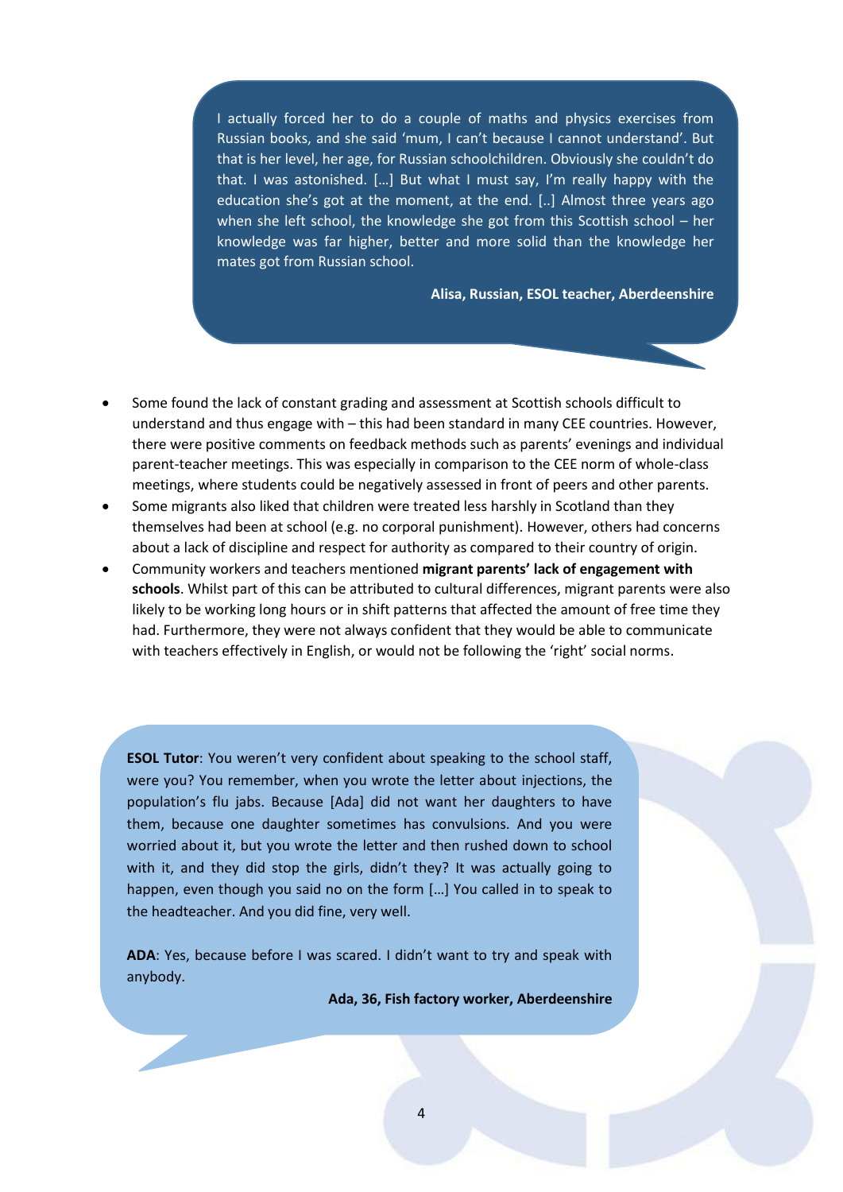> I actually forced her to do a couple of maths and physics exercises from Russian books, and she said 'mum, I can't because I cannot understand'. But that is her level, her age, for Russian schoolchildren. Obviously she couldn't do that. I was astonished. […] But what I must say, I'm really happy with the education she's got at the moment, at the end. [..] Almost three years ago when she left school, the knowledge she got from this Scottish school – her knowledge was far higher, better and more solid than the knowledge her mates got from Russian school.
>
> **Alisa, Russian, ESOL teacher, Aberdeenshire**

- Some found the lack of constant grading and assessment at Scottish schools difficult to understand and thus engage with – this had been standard in many CEE countries. However, there were positive comments on feedback methods such as parents' evenings and individual parent-teacher meetings. This was especially in comparison to the CEE norm of whole-class meetings, where students could be negatively assessed in front of peers and other parents.
- Some migrants also liked that children were treated less harshly in Scotland than they themselves had been at school (e.g. no corporal punishment). However, others had concerns about a lack of discipline and respect for authority as compared to their country of origin.
- Community workers and teachers mentioned **migrant parents' lack of engagement with schools**. Whilst part of this can be attributed to cultural differences, migrant parents were also likely to be working long hours or in shift patterns that affected the amount of free time they had. Furthermore, they were not always confident that they would be able to communicate with teachers effectively in English, or would not be following the 'right' social norms.

> **ESOL Tutor**: You weren't very confident about speaking to the school staff, were you? You remember, when you wrote the letter about injections, the population's flu jabs. Because [Ada] did not want her daughters to have them, because one daughter sometimes has convulsions. And you were worried about it, but you wrote the letter and then rushed down to school with it, and they did stop the girls, didn't they? It was actually going to happen, even though you said no on the form […] You called in to speak to the headteacher. And you did fine, very well.
>
> **ADA**: Yes, because before I was scared. I didn't want to try and speak with anybody.
>
> **Ada, 36, Fish factory worker, Aberdeenshire**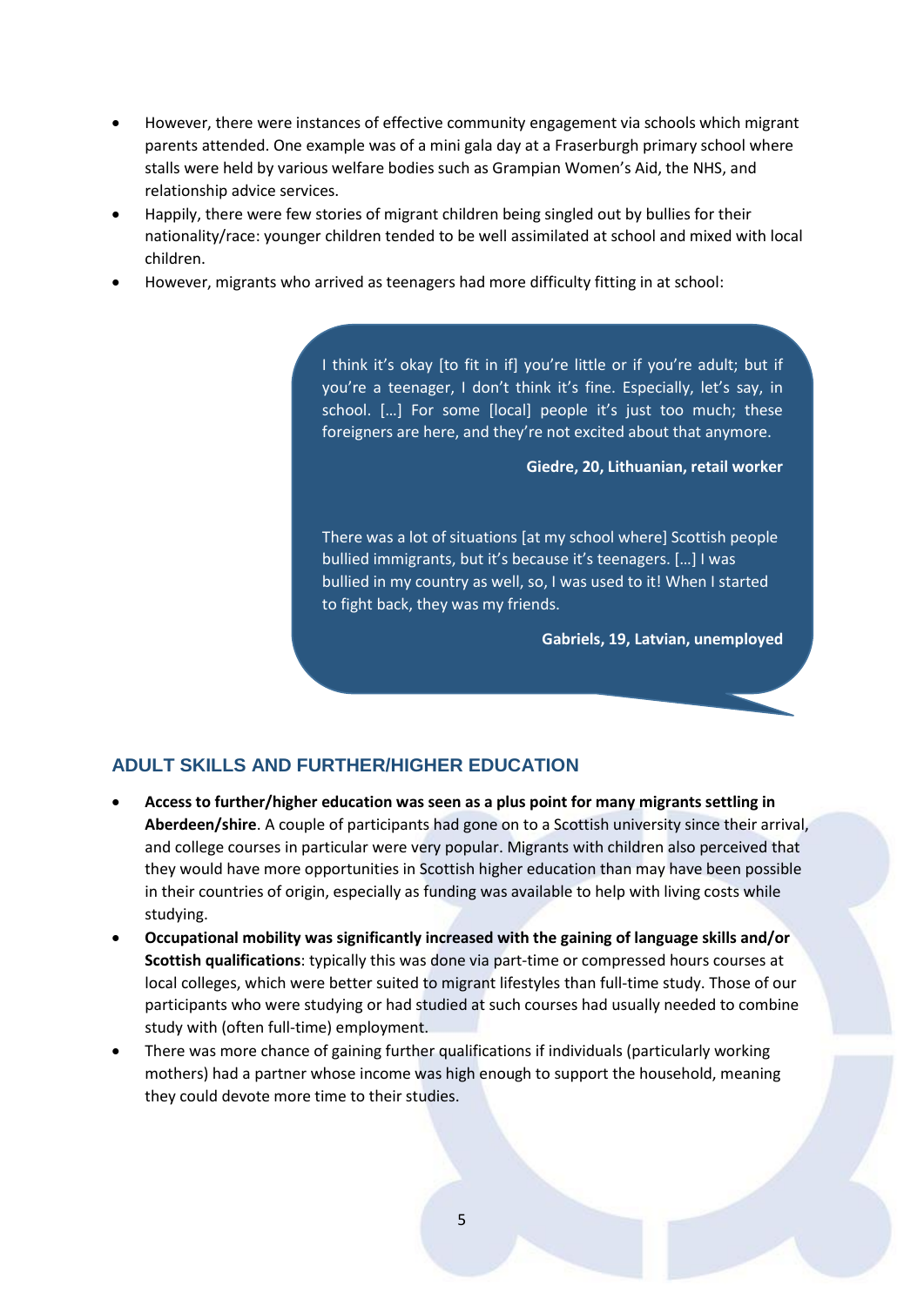- However, there were instances of effective community engagement via schools which migrant parents attended. One example was of a mini gala day at a Fraserburgh primary school where stalls were held by various welfare bodies such as Grampian Women's Aid, the NHS, and relationship advice services.
- Happily, there were few stories of migrant children being singled out by bullies for their nationality/race: younger children tended to be well assimilated at school and mixed with local children.
- However, migrants who arrived as teenagers had more difficulty fitting in at school:

> I think it's okay [to fit in if] you're little or if you're adult; but if you're a teenager, I don't think it's fine. Especially, let's say, in school. […] For some [local] people it's just too much; these foreigners are here, and they're not excited about that anymore.
>
> **Giedre, 20, Lithuanian, retail worker**

> There was a lot of situations [at my school where] Scottish people bullied immigrants, but it's because it's teenagers. […] I was bullied in my country as well, so, I was used to it! When I started to fight back, they was my friends.
>
> **Gabriels, 19, Latvian, unemployed**

## ADULT SKILLS AND FURTHER/HIGHER EDUCATION

- **Access to further/higher education was seen as a plus point for many migrants settling in Aberdeen/shire**. A couple of participants had gone on to a Scottish university since their arrival, and college courses in particular were very popular. Migrants with children also perceived that they would have more opportunities in Scottish higher education than may have been possible in their countries of origin, especially as funding was available to help with living costs while studying.
- **Occupational mobility was significantly increased with the gaining of language skills and/or Scottish qualifications**: typically this was done via part-time or compressed hours courses at local colleges, which were better suited to migrant lifestyles than full-time study. Those of our participants who were studying or had studied at such courses had usually needed to combine study with (often full-time) employment.
- There was more chance of gaining further qualifications if individuals (particularly working mothers) had a partner whose income was high enough to support the household, meaning they could devote more time to their studies.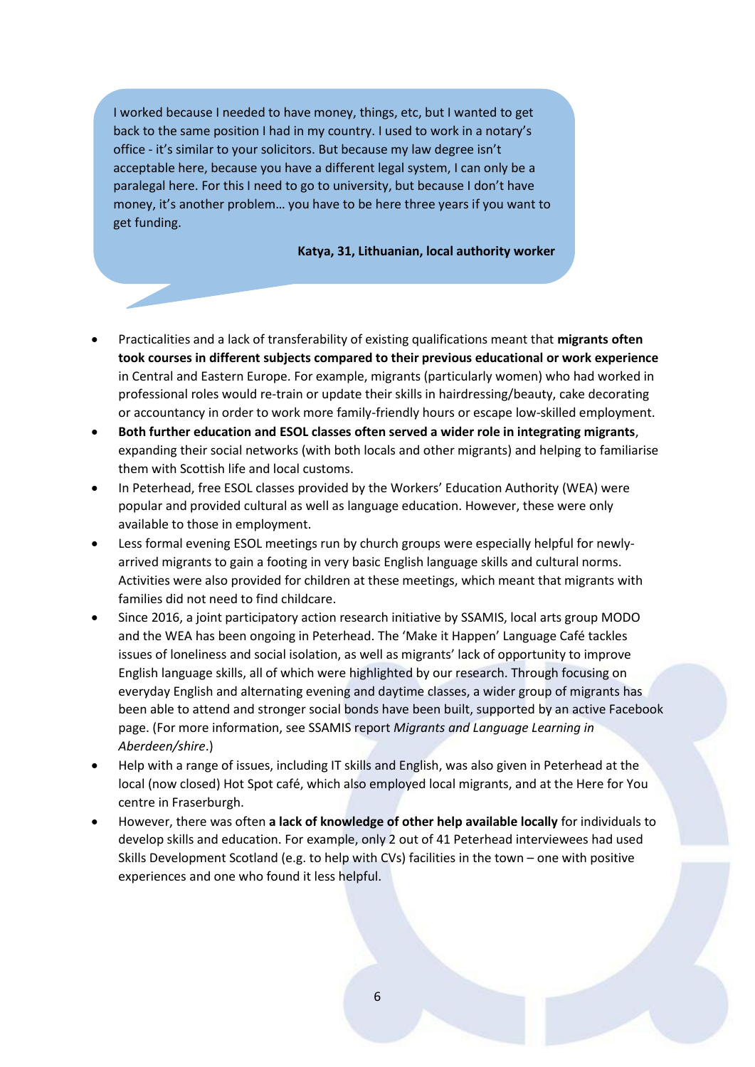> I worked because I needed to have money, things, etc, but I wanted to get back to the same position I had in my country. I used to work in a notary's office - it's similar to your solicitors. But because my law degree isn't acceptable here, because you have a different legal system, I can only be a paralegal here. For this I need to go to university, but because I don't have money, it's another problem… you have to be here three years if you want to get funding.
>
> **Katya, 31, Lithuanian, local authority worker**

- Practicalities and a lack of transferability of existing qualifications meant that **migrants often took courses in different subjects compared to their previous educational or work experience** in Central and Eastern Europe. For example, migrants (particularly women) who had worked in professional roles would re-train or update their skills in hairdressing/beauty, cake decorating or accountancy in order to work more family-friendly hours or escape low-skilled employment.
- **Both further education and ESOL classes often served a wider role in integrating migrants**, expanding their social networks (with both locals and other migrants) and helping to familiarise them with Scottish life and local customs.
- In Peterhead, free ESOL classes provided by the Workers' Education Authority (WEA) were popular and provided cultural as well as language education. However, these were only available to those in employment.
- Less formal evening ESOL meetings run by church groups were especially helpful for newly-arrived migrants to gain a footing in very basic English language skills and cultural norms. Activities were also provided for children at these meetings, which meant that migrants with families did not need to find childcare.
- Since 2016, a joint participatory action research initiative by SSAMIS, local arts group MODO and the WEA has been ongoing in Peterhead. The 'Make it Happen' Language Café tackles issues of loneliness and social isolation, as well as migrants' lack of opportunity to improve English language skills, all of which were highlighted by our research. Through focusing on everyday English and alternating evening and daytime classes, a wider group of migrants has been able to attend and stronger social bonds have been built, supported by an active Facebook page. (For more information, see SSAMIS report *Migrants and Language Learning in Aberdeen/shire*.)
- Help with a range of issues, including IT skills and English, was also given in Peterhead at the local (now closed) Hot Spot café, which also employed local migrants, and at the Here for You centre in Fraserburgh.
- However, there was often **a lack of knowledge of other help available locally** for individuals to develop skills and education. For example, only 2 out of 41 Peterhead interviewees had used Skills Development Scotland (e.g. to help with CVs) facilities in the town – one with positive experiences and one who found it less helpful.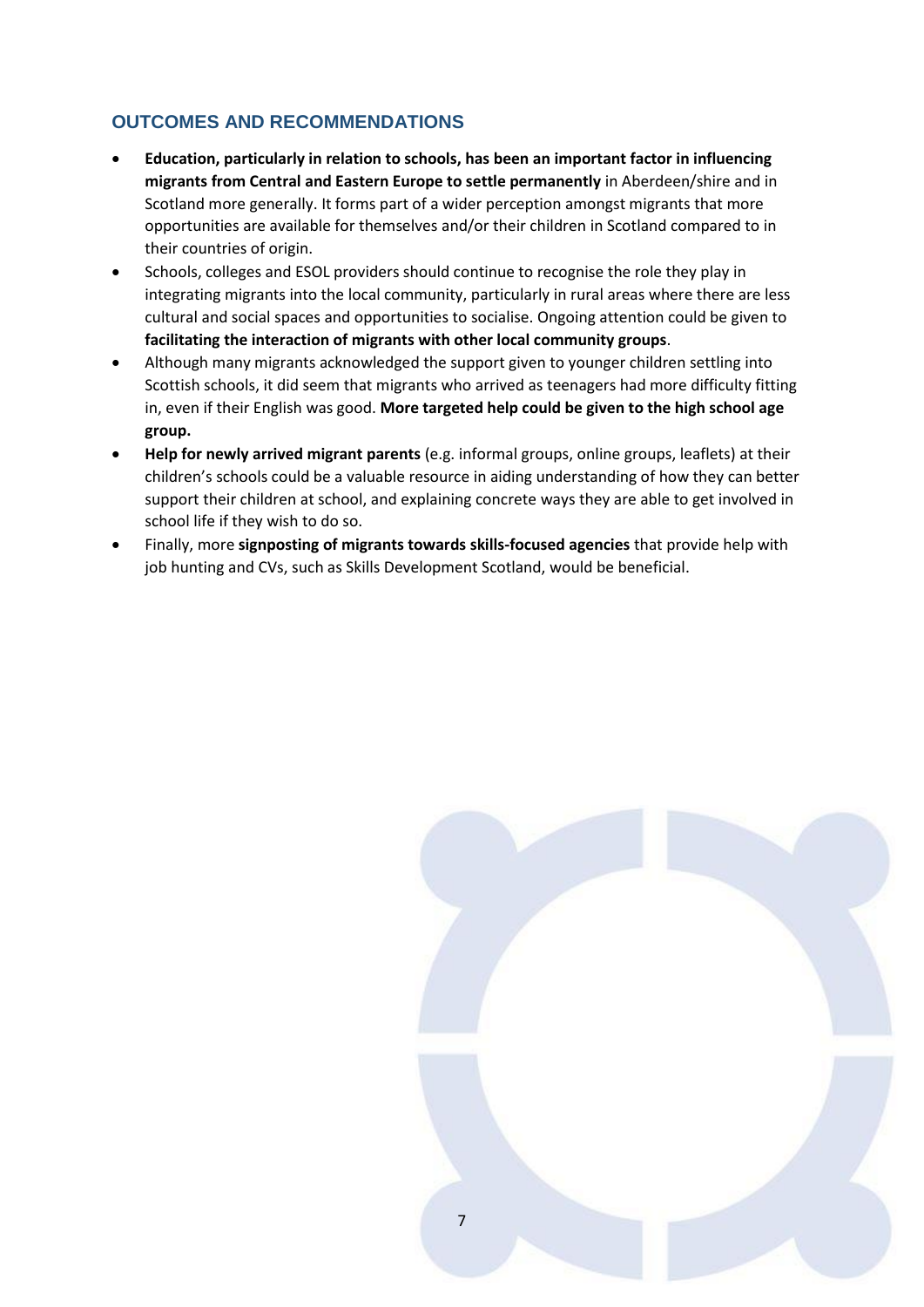## OUTCOMES AND RECOMMENDATIONS

- **Education, particularly in relation to schools, has been an important factor in influencing migrants from Central and Eastern Europe to settle permanently** in Aberdeen/shire and in Scotland more generally. It forms part of a wider perception amongst migrants that more opportunities are available for themselves and/or their children in Scotland compared to in their countries of origin.
- Schools, colleges and ESOL providers should continue to recognise the role they play in integrating migrants into the local community, particularly in rural areas where there are less cultural and social spaces and opportunities to socialise. Ongoing attention could be given to **facilitating the interaction of migrants with other local community groups**.
- Although many migrants acknowledged the support given to younger children settling into Scottish schools, it did seem that migrants who arrived as teenagers had more difficulty fitting in, even if their English was good. **More targeted help could be given to the high school age group.**
- **Help for newly arrived migrant parents** (e.g. informal groups, online groups, leaflets) at their children's schools could be a valuable resource in aiding understanding of how they can better support their children at school, and explaining concrete ways they are able to get involved in school life if they wish to do so.
- Finally, more **signposting of migrants towards skills-focused agencies** that provide help with job hunting and CVs, such as Skills Development Scotland, would be beneficial.